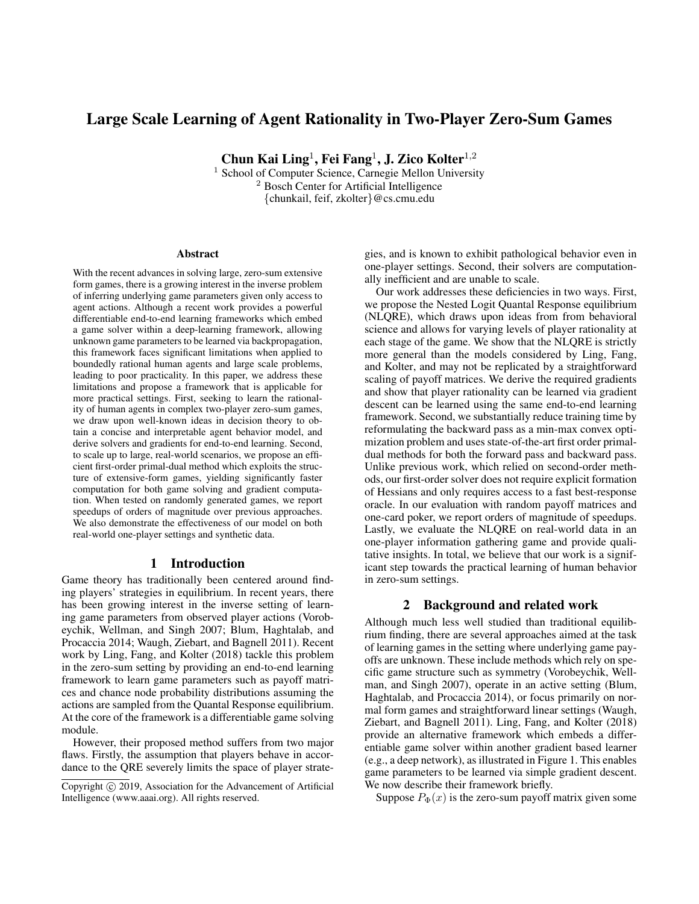# Large Scale Learning of Agent Rationality in Two-Player Zero-Sum Games

**Chun Kai Ling[1], Fei Fang[1], J. Zico Kolter[1,2]**

[1] School of Computer Science, Carnegie Mellon University
[2] Bosch Center for Artificial Intelligence
{chunkail, feif, zkolter}@cs.cmu.edu

## Abstract

With the recent advances in solving large, zero-sum extensive form games, there is a growing interest in the inverse problem of inferring underlying game parameters given only access to agent actions. Although a recent work provides a powerful differentiable end-to-end learning frameworks which embed a game solver within a deep-learning framework, allowing unknown game parameters to be learned via backpropagation, this framework faces significant limitations when applied to boundedly rational human agents and large scale problems, leading to poor practicality. In this paper, we address these limitations and propose a framework that is applicable for more practical settings. First, seeking to learn the rationality of human agents in complex two-player zero-sum games, we draw upon well-known ideas in decision theory to obtain a concise and interpretable agent behavior model, and derive solvers and gradients for end-to-end learning. Second, to scale up to large, real-world scenarios, we propose an efficient first-order primal-dual method which exploits the structure of extensive-form games, yielding significantly faster computation for both game solving and gradient computation. When tested on randomly generated games, we report speedups of orders of magnitude over previous approaches. We also demonstrate the effectiveness of our model on both real-world one-player settings and synthetic data.

## 1 Introduction

Game theory has traditionally been centered around finding players' strategies in equilibrium. In recent years, there has been growing interest in the inverse setting of learning game parameters from observed player actions (Vorobeychik, Wellman, and Singh 2007; Blum, Haghtalab, and Procaccia 2014; Waugh, Ziebart, and Bagnell 2011). Recent work by Ling, Fang, and Kolter (2018) tackle this problem in the zero-sum setting by providing an end-to-end learning framework to learn game parameters such as payoff matrices and chance node probability distributions assuming the actions are sampled from the Quantal Response equilibrium. At the core of the framework is a differentiable game solving module.

However, their proposed method suffers from two major flaws. Firstly, the assumption that players behave in accordance to the QRE severely limits the space of player strategies, and is known to exhibit pathological behavior even in one-player settings. Second, their solvers are computationally inefficient and are unable to scale.

Our work addresses these deficiencies in two ways. First, we propose the Nested Logit Quantal Response equilibrium (NLQRE), which draws upon ideas from from behavioral science and allows for varying levels of player rationality at each stage of the game. We show that the NLQRE is strictly more general than the models considered by Ling, Fang, and Kolter, and may not be replicated by a straightforward scaling of payoff matrices. We derive the required gradients and show that player rationality can be learned via gradient descent can be learned using the same end-to-end learning framework. Second, we substantially reduce training time by reformulating the backward pass as a min-max convex optimization problem and uses state-of-the-art first order primal-dual methods for both the forward pass and backward pass. Unlike previous work, which relied on second-order methods, our first-order solver does not require explicit formation of Hessians and only requires access to a fast best-response oracle. In our evaluation with random payoff matrices and one-card poker, we report orders of magnitude of speedups. Lastly, we evaluate the NLQRE on real-world data in an one-player information gathering game and provide qualitative insights. In total, we believe that our work is a significant step towards the practical learning of human behavior in zero-sum settings.

## 2 Background and related work

Although much less well studied than traditional equilibrium finding, there are several approaches aimed at the task of learning games in the setting where underlying game payoffs are unknown. These include methods which rely on specific game structure such as symmetry (Vorobeychik, Wellman, and Singh 2007), operate in an active setting (Blum, Haghtalab, and Procaccia 2014), or focus primarily on normal form games and straightforward linear settings (Waugh, Ziebart, and Bagnell 2011). Ling, Fang, and Kolter (2018) provide an alternative framework which embeds a differentiable game solver within another gradient based learner (e.g., a deep network), as illustrated in Figure 1. This enables game parameters to be learned via simple gradient descent. We now describe their framework briefly.

Suppose $P_\Phi(x)$ is the zero-sum payoff matrix given some

Copyright © 2019, Association for the Advancement of Artificial Intelligence (www.aaai.org). All rights reserved.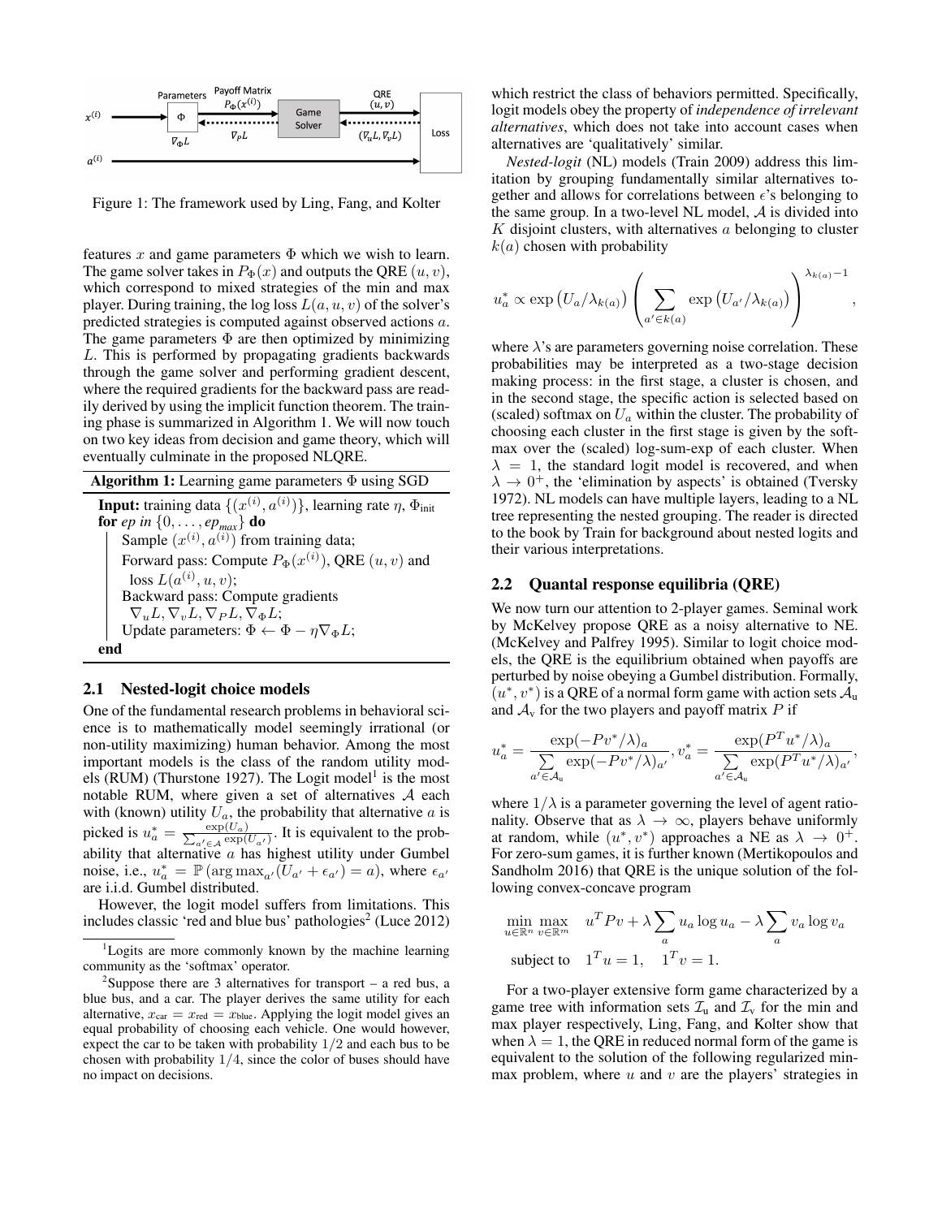Figure 1: The framework used by Ling, Fang, and Kolter

features $x$ and game parameters $\Phi$ which we wish to learn. The game solver takes in $P_\Phi(x)$ and outputs the QRE $(u, v)$, which correspond to mixed strategies of the min and max player. During training, the log loss $L(a, u, v)$ of the solver's predicted strategies is computed against observed actions $a$. The game parameters $\Phi$ are then optimized by minimizing $L$. This is performed by propagating gradients backwards through the game solver and performing gradient descent, where the required gradients for the backward pass are readily derived by using the implicit function theorem. The training phase is summarized in Algorithm 1. We will now touch on two key ideas from decision and game theory, which will eventually culminate in the proposed NLQRE.

**Algorithm 1:** Learning game parameters $\Phi$ using SGD

**Input:** training data $\{(x^{(i)}, a^{(i)})\}$, learning rate $\eta$, $\Phi_{\text{init}}$
**for** *ep in* $\{0, \ldots, ep_{max}\}$ **do**
  Sample $(x^{(i)}, a^{(i)})$ from training data;
  Forward pass: Compute $P_\Phi(x^{(i)})$, QRE $(u, v)$ and loss $L(a^{(i)}, u, v)$;
  Backward pass: Compute gradients $\nabla_u L, \nabla_v L, \nabla_P L, \nabla_\Phi L$;
  Update parameters: $\Phi \leftarrow \Phi - \eta \nabla_\Phi L$;
**end**

### 2.1 Nested-logit choice models

One of the fundamental research problems in behavioral science is to mathematically model seemingly irrational (or non-utility maximizing) human behavior. Among the most important models is the class of the random utility models (RUM) (Thurstone 1927). The Logit model[1] is the most notable RUM, where given a set of alternatives $\mathcal{A}$ each with (known) utility $U_a$, the probability that alternative $a$ is picked is $u^*_a = \frac{\exp(U_a)}{\sum_{a' \in \mathcal{A}} \exp(U_{a'})}$. It is equivalent to the probability that alternative $a$ has highest utility under Gumbel noise, i.e., $u^*_a = \mathbb{P}\left(\arg\max_{a'}(U_{a'} + \epsilon_{a'}) = a\right)$, where $\epsilon_{a'}$ are i.i.d. Gumbel distributed.

However, the logit model suffers from limitations. This includes classic 'red and blue bus' pathologies[2] (Luce 2012) which restrict the class of behaviors permitted. Specifically, logit models obey the property of *independence of irrelevant alternatives*, which does not take into account cases when alternatives are 'qualitatively' similar.

*Nested-logit* (NL) models (Train 2009) address this limitation by grouping fundamentally similar alternatives together and allows for correlations between $\epsilon$'s belonging to the same group. In a two-level NL model, $\mathcal{A}$ is divided into $K$ disjoint clusters, with alternatives $a$ belonging to cluster $k(a)$ chosen with probability

$$u^*_a \propto \exp\left(U_a/\lambda_{k(a)}\right) \left( \sum_{a' \in k(a)} \exp\left(U_{a'}/\lambda_{k(a)}\right) \right)^{\lambda_{k(a)}-1},$$

where $\lambda$'s are parameters governing noise correlation. These probabilities may be interpreted as a two-stage decision making process: in the first stage, a cluster is chosen, and in the second stage, the specific action is selected based on (scaled) softmax on $U_a$ within the cluster. The probability of choosing each cluster in the first stage is given by the softmax over the (scaled) log-sum-exp of each cluster. When $\lambda = 1$, the standard logit model is recovered, and when $\lambda \to 0^+$, the 'elimination by aspects' is obtained (Tversky 1972). NL models can have multiple layers, leading to a NL tree representing the nested grouping. The reader is directed to the book by Train for background about nested logits and their various interpretations.

### 2.2 Quantal response equilibria (QRE)

We now turn our attention to 2-player games. Seminal work by McKelvey propose QRE as a noisy alternative to NE. (McKelvey and Palfrey 1995). Similar to logit choice models, the QRE is the equilibrium obtained when payoffs are perturbed by noise obeying a Gumbel distribution. Formally, $(u^*, v^*)$ is a QRE of a normal form game with action sets $\mathcal{A}_\text{u}$ and $\mathcal{A}_\text{v}$ for the two players and payoff matrix $P$ if

$$u^*_a = \frac{\exp(-Pv^*/\lambda)_a}{\sum_{a' \in \mathcal{A}_\text{u}} \exp(-Pv^*/\lambda)_{a'}}, v^*_a = \frac{\exp(P^T u^*/\lambda)_a}{\sum_{a' \in \mathcal{A}_\text{u}} \exp(P^T u^*/\lambda)_{a'}},$$

where $1/\lambda$ is a parameter governing the level of agent rationality. Observe that as $\lambda \to \infty$, players behave uniformly at random, while $(u^*, v^*)$ approaches a NE as $\lambda \to 0^+$. For zero-sum games, it is further known (Mertikopoulos and Sandholm 2016) that QRE is the unique solution of the following convex-concave program

$$\begin{aligned}
\min_{u \in \mathbb{R}^n} \max_{v \in \mathbb{R}^m} \quad & u^T P v + \lambda \sum_a u_a \log u_a - \lambda \sum_a v_a \log v_a \\
\text{subject to} \quad & 1^T u = 1, \quad 1^T v = 1.
\end{aligned}$$

For a two-player extensive form game characterized by a game tree with information sets $\mathcal{I}_\text{u}$ and $\mathcal{I}_\text{v}$ for the min and max player respectively, Ling, Fang, and Kolter show that when $\lambda = 1$, the QRE in reduced normal form of the game is equivalent to the solution of the following regularized min-max problem, where $u$ and $v$ are the players' strategies in

[1] Logits are more commonly known by the machine learning community as the 'softmax' operator.

[2] Suppose there are 3 alternatives for transport – a red bus, a blue bus, and a car. The player derives the same utility for each alternative, $x_{\text{car}} = x_{\text{red}} = x_{\text{blue}}$. Applying the logit model gives an equal probability of choosing each vehicle. One would however, expect the car to be taken with probability $1/2$ and each bus to be chosen with probability $1/4$, since the color of buses should have no impact on decisions.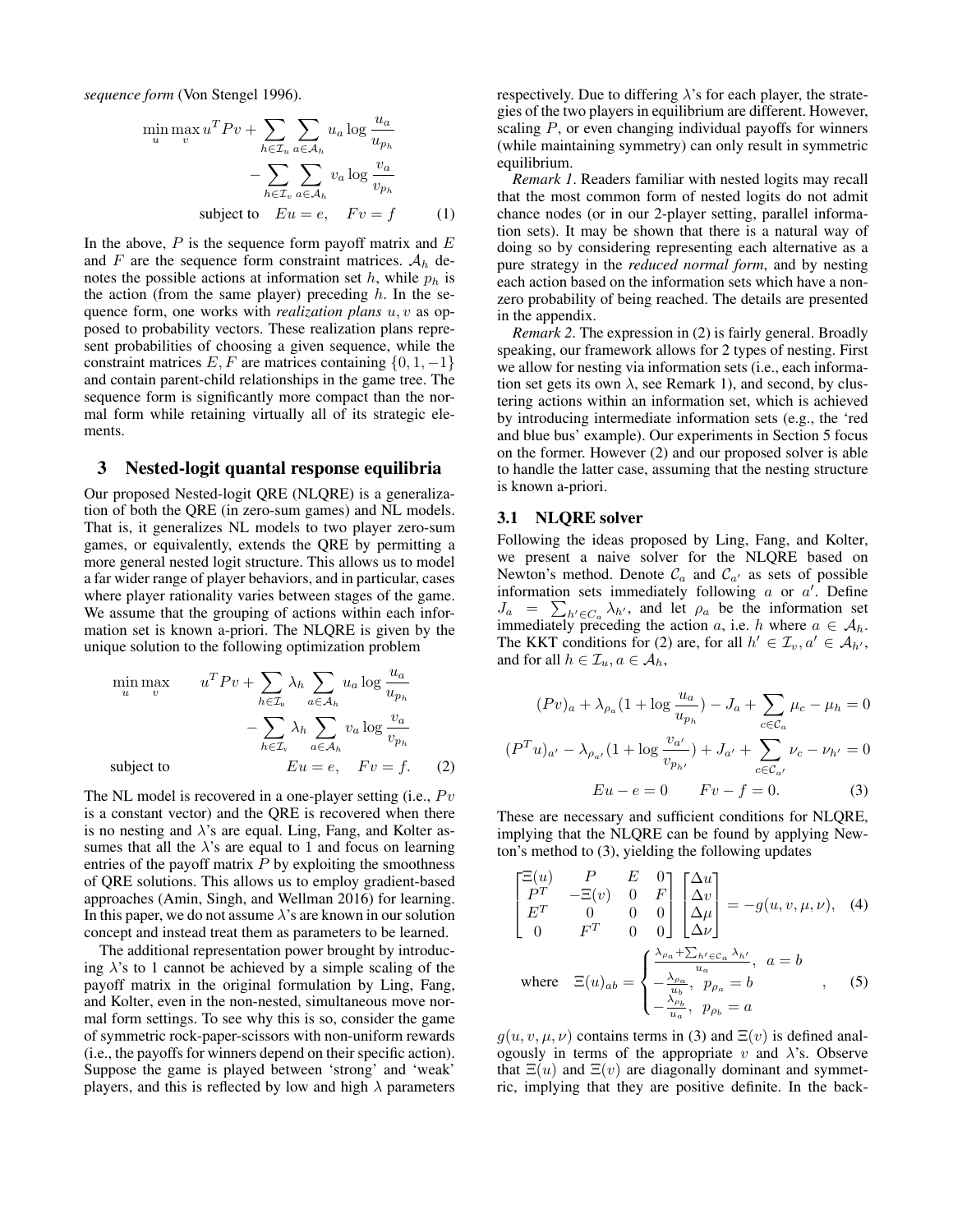*sequence form* (Von Stengel 1996).

$$
\begin{aligned}
\min_u \max_v \; & u^T P v + \sum_{h \in \mathcal{I}_u} \sum_{a \in \mathcal{A}_h} u_a \log \frac{u_a}{u_{p_h}} \\
& - \sum_{h \in \mathcal{I}_v} \sum_{a \in \mathcal{A}_h} v_a \log \frac{v_a}{v_{p_h}} \\
\text{subject to} \quad & Eu = e, \quad Fv = f
\end{aligned}
\tag{1}
$$

In the above, $P$ is the sequence form payoff matrix and $E$ and $F$ are the sequence form constraint matrices. $\mathcal{A}_h$ denotes the possible actions at information set $h$, while $p_h$ is the action (from the same player) preceding $h$. In the sequence form, one works with *realization plans* $u, v$ as opposed to probability vectors. These realization plans represent probabilities of choosing a given sequence, while the constraint matrices $E, F$ are matrices containing $\{0, 1, -1\}$ and contain parent-child relationships in the game tree. The sequence form is significantly more compact than the normal form while retaining virtually all of its strategic elements.

## 3 Nested-logit quantal response equilibria

Our proposed Nested-logit QRE (NLQRE) is a generalization of both the QRE (in zero-sum games) and NL models. That is, it generalizes NL models to two player zero-sum games, or equivalently, extends the QRE by permitting a more general nested logit structure. This allows us to model a far wider range of player behaviors, and in particular, cases where player rationality varies between stages of the game. We assume that the grouping of actions within each information set is known a-priori. The NLQRE is given by the unique solution to the following optimization problem

$$
\begin{aligned}
\min_u \max_v \quad & u^T P v + \sum_{h \in \mathcal{I}_u} \lambda_h \sum_{a \in \mathcal{A}_h} u_a \log \frac{u_a}{u_{p_h}} \\
& - \sum_{h \in \mathcal{I}_v} \lambda_h \sum_{a \in \mathcal{A}_h} v_a \log \frac{v_a}{v_{p_h}} \\
\text{subject to} \quad & Eu = e, \quad Fv = f.
\end{aligned}
\tag{2}
$$

The NL model is recovered in a one-player setting (i.e., $Pv$ is a constant vector) and the QRE is recovered when there is no nesting and $\lambda$'s are equal. Ling, Fang, and Kolter assumes that all the $\lambda$'s are equal to 1 and focus on learning entries of the payoff matrix $P$ by exploiting the smoothness of QRE solutions. This allows us to employ gradient-based approaches (Amin, Singh, and Wellman 2016) for learning. In this paper, we do not assume $\lambda$'s are known in our solution concept and instead treat them as parameters to be learned.

The additional representation power brought by introducing $\lambda$'s to 1 cannot be achieved by a simple scaling of the payoff matrix in the original formulation by Ling, Fang, and Kolter, even in the non-nested, simultaneous move normal form settings. To see why this is so, consider the game of symmetric rock-paper-scissors with non-uniform rewards (i.e., the payoffs for winners depend on their specific action). Suppose the game is played between 'strong' and 'weak' players, and this is reflected by low and high $\lambda$ parameters respectively. Due to differing $\lambda$'s for each player, the strategies of the two players in equilibrium are different. However, scaling $P$, or even changing individual payoffs for winners (while maintaining symmetry) can only result in symmetric equilibrium.

*Remark 1.* Readers familiar with nested logits may recall that the most common form of nested logits do not admit chance nodes (or in our 2-player setting, parallel information sets). It may be shown that there is a natural way of doing so by considering representing each alternative as a pure strategy in the *reduced normal form*, and by nesting each action based on the information sets which have a non-zero probability of being reached. The details are presented in the appendix.

*Remark 2.* The expression in (2) is fairly general. Broadly speaking, our framework allows for 2 types of nesting. First we allow for nesting via information sets (i.e., each information set gets its own $\lambda$, see Remark 1), and second, by clustering actions within an information set, which is achieved by introducing intermediate information sets (e.g., the 'red and blue bus' example). Our experiments in Section 5 focus on the former. However (2) and our proposed solver is able to handle the latter case, assuming that the nesting structure is known a-priori.

### 3.1 NLQRE solver

Following the ideas proposed by Ling, Fang, and Kolter, we present a naive solver for the NLQRE based on Newton's method. Denote $\mathcal{C}_a$ and $\mathcal{C}_{a'}$ as sets of possible information sets immediately following $a$ or $a'$. Define $J_a = \sum_{h' \in C_a} \lambda_{h'}$, and let $\rho_a$ be the information set immediately preceding the action $a$, i.e. $h$ where $a \in \mathcal{A}_h$. The KKT conditions for (2) are, for all $h' \in \mathcal{I}_v, a' \in \mathcal{A}_{h'}$, and for all $h \in \mathcal{I}_u, a \in \mathcal{A}_h$,

$$
\begin{aligned}
(Pv)_a + \lambda_{\rho_a}(1 + \log \frac{u_a}{u_{p_h}}) - J_a + \sum_{c \in \mathcal{C}_a} \mu_c - \mu_h &= 0 \\
(P^T u)_{a'} - \lambda_{\rho_{a'}}(1 + \log \frac{v_{a'}}{v_{p_{h'}}}) + J_{a'} + \sum_{c \in \mathcal{C}_{a'}} \nu_c - \nu_{h'} &= 0 \\
Eu - e = 0 \qquad Fv - f = 0.&
\end{aligned}
\tag{3}
$$

These are necessary and sufficient conditions for NLQRE, implying that the NLQRE can be found by applying Newton's method to (3), yielding the following updates

$$
\begin{bmatrix}
\Xi(u) & P & E & 0 \\
P^T & -\Xi(v) & 0 & F \\
E^T & 0 & 0 & 0 \\
0 & F^T & 0 & 0
\end{bmatrix}
\begin{bmatrix}
\Delta u \\ \Delta v \\ \Delta \mu \\ \Delta \nu
\end{bmatrix}
= -g(u, v, \mu, \nu), \tag{4}
$$

$$
\text{where} \quad \Xi(u)_{ab} =
\begin{cases}
\frac{\lambda_{\rho_a} + \sum_{h' \in \mathcal{C}_a} \lambda_{h'}}{u_a}, & a = b \\
-\frac{\lambda_{\rho_a}}{u_b}, & p_{\rho_a} = b \\
-\frac{\lambda_{\rho_b}}{u_a}, & p_{\rho_b} = a
\end{cases}
, \tag{5}
$$

$g(u, v, \mu, \nu)$ contains terms in (3) and $\Xi(v)$ is defined analogously in terms of the appropriate $v$ and $\lambda$'s. Observe that $\Xi(u)$ and $\Xi(v)$ are diagonally dominant and symmetric, implying that they are positive definite. In the back-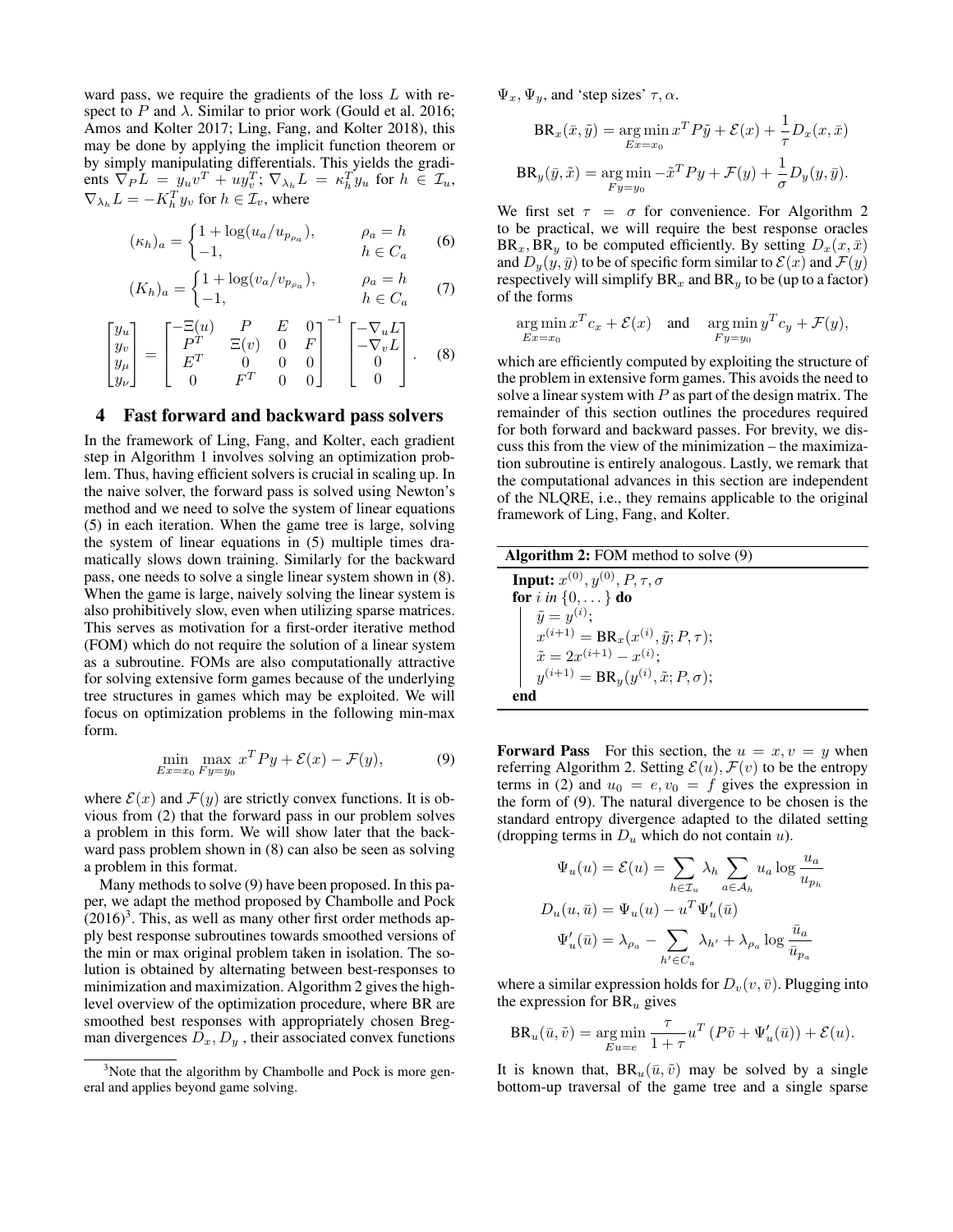ward pass, we require the gradients of the loss $L$ with respect to $P$ and $\lambda$. Similar to prior work (Gould et al. 2016; Amos and Kolter 2017; Ling, Fang, and Kolter 2018), this may be done by applying the implicit function theorem or by simply manipulating differentials. This yields the gradients $\nabla_P L = y_u v^T + u y_v^T$; $\nabla_{\lambda_h} L = \kappa_h^T y_u$ for $h \in \mathcal{I}_u$, $\nabla_{\lambda_h} L = -K_h^T y_v$ for $h \in \mathcal{I}_v$, where

$$(\kappa_h)_a = \begin{cases} 1 + \log(u_a / u_{p_{\rho_a}}), & \rho_a = h \\ -1, & h \in C_a \end{cases} \tag{6}$$

$$(K_h)_a = \begin{cases} 1 + \log(v_a / v_{p_{\rho_a}}), & \rho_a = h \\ -1, & h \in C_a \end{cases} \tag{7}$$

$$\begin{bmatrix} y_u \\ y_v \\ y_\mu \\ y_\nu \end{bmatrix} = \begin{bmatrix} -\Xi(u) & P & E & 0 \\ P^T & \Xi(v) & 0 & F \\ E^T & 0 & 0 & 0 \\ 0 & F^T & 0 & 0 \end{bmatrix}^{-1} \begin{bmatrix} -\nabla_u L \\ -\nabla_v L \\ 0 \\ 0 \end{bmatrix}. \tag{8}$$

## 4 Fast forward and backward pass solvers

In the framework of Ling, Fang, and Kolter, each gradient step in Algorithm 1 involves solving an optimization problem. Thus, having efficient solvers is crucial in scaling up. In the naive solver, the forward pass is solved using Newton's method and we need to solve the system of linear equations (5) in each iteration. When the game tree is large, solving the system of linear equations in (5) multiple times dramatically slows down training. Similarly for the backward pass, one needs to solve a single linear system shown in (8). When the game is large, naively solving the linear system is also prohibitively slow, even when utilizing sparse matrices. This serves as motivation for a first-order iterative method (FOM) which do not require the solution of a linear system as a subroutine. FOMs are also computationally attractive for solving extensive form games because of the underlying tree structures in games which may be exploited. We will focus on optimization problems in the following min-max form.

$$\min_{Ex=x_0} \max_{Fy=y_0} x^T P y + \mathcal{E}(x) - \mathcal{F}(y), \tag{9}$$

where $\mathcal{E}(x)$ and $\mathcal{F}(y)$ are strictly convex functions. It is obvious from (2) that the forward pass in our problem solves a problem in this form. We will show later that the backward pass problem shown in (8) can also be seen as solving a problem in this format.

Many methods to solve (9) have been proposed. In this paper, we adapt the method proposed by Chambolle and Pock (2016)[3]. This, as well as many other first order methods apply best response subroutines towards smoothed versions of the min or max original problem taken in isolation. The solution is obtained by alternating between best-responses to minimization and maximization. Algorithm 2 gives the high-level overview of the optimization procedure, where BR are smoothed best responses with appropriately chosen Bregman divergences $D_x, D_y$, their associated convex functions $\Psi_x, \Psi_y$, and 'step sizes' $\tau, \alpha$.

[3]Note that the algorithm by Chambolle and Pock is more general and applies beyond game solving.

$$\text{BR}_x(\bar{x}, \tilde{y}) = \arg\min_{Ex=x_0} x^T P \tilde{y} + \mathcal{E}(x) + \frac{1}{\tau} D_x(x, \bar{x})$$

$$\text{BR}_y(\bar{y}, \tilde{x}) = \arg\min_{Fy=y_0} -\tilde{x}^T P y + \mathcal{F}(y) + \frac{1}{\sigma} D_y(y, \bar{y}).$$

We first set $\tau = \sigma$ for convenience. For Algorithm 2 to be practical, we will require the best response oracles $\text{BR}_x, \text{BR}_y$ to be computed efficiently. By setting $D_x(x, \bar{x})$ and $D_y(y, \bar{y})$ to be of specific form similar to $\mathcal{E}(x)$ and $\mathcal{F}(y)$ respectively will simplify $\text{BR}_x$ and $\text{BR}_y$ to be (up to a factor) of the forms

$$\arg\min_{Ex=x_0} x^T c_x + \mathcal{E}(x) \quad \text{and} \quad \arg\min_{Fy=y_0} y^T c_y + \mathcal{F}(y),$$

which are efficiently computed by exploiting the structure of the problem in extensive form games. This avoids the need to solve a linear system with $P$ as part of the design matrix. The remainder of this section outlines the procedures required for both forward and backward passes. For brevity, we discuss this from the view of the minimization – the maximization subroutine is entirely analogous. Lastly, we remark that the computational advances in this section are independent of the NLQRE, i.e., they remains applicable to the original framework of Ling, Fang, and Kolter.

**Algorithm 2:** FOM method to solve (9)

```
Input: x^(0), y^(0), P, τ, σ
for i in {0, ...} do
    ỹ = y^(i);
    x^(i+1) = BR_x(x^(i), ỹ; P, τ);
    x̃ = 2x^(i+1) − x^(i);
    y^(i+1) = BR_y(y^(i), x̃; P, σ);
end
```

**Forward Pass** For this section, the $u = x, v = y$ when referring Algorithm 2. Setting $\mathcal{E}(u), \mathcal{F}(v)$ to be the entropy terms in (2) and $u_0 = e, v_0 = f$ gives the expression in the form of (9). The natural divergence to be chosen is the standard entropy divergence adapted to the dilated setting (dropping terms in $D_u$ which do not contain $u$).

$$\Psi_u(u) = \mathcal{E}(u) = \sum_{h \in \mathcal{I}_u} \lambda_h \sum_{a \in \mathcal{A}_h} u_a \log \frac{u_a}{u_{p_h}}$$

$$D_u(u, \bar{u}) = \Psi_u(u) - u^T \Psi_u'(\bar{u})$$

$$\Psi_u'(\bar{u}) = \lambda_{\rho_a} - \sum_{h' \in C_a} \lambda_{h'} + \lambda_{\rho_a} \log \frac{\bar{u}_a}{\bar{u}_{p_a}}$$

where a similar expression holds for $D_v(v, \bar{v})$. Plugging into the expression for $\text{BR}_u$ gives

$$\text{BR}_u(\bar{u}, \tilde{v}) = \arg\min_{Eu=e} \frac{\tau}{1+\tau} u^T \left( P\tilde{v} + \Psi_u'(\bar{u}) \right) + \mathcal{E}(u).$$

It is known that, $\text{BR}_u(\bar{u}, \tilde{v})$ may be solved by a single bottom-up traversal of the game tree and a single sparse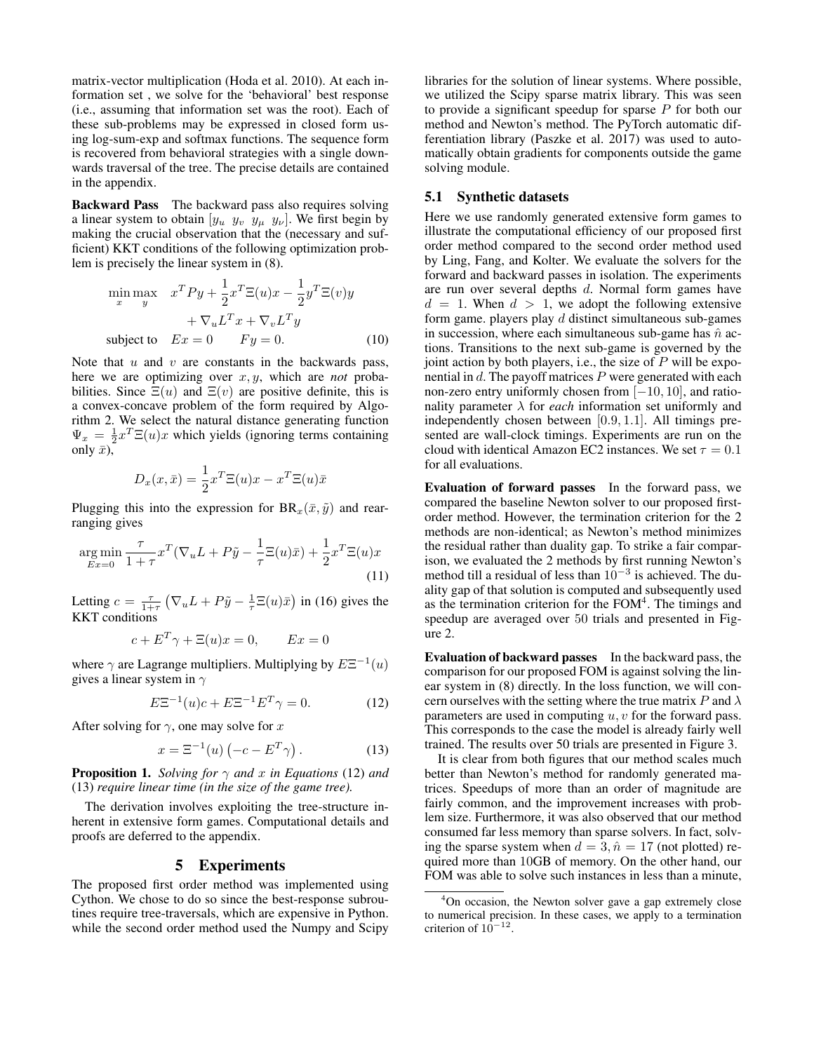matrix-vector multiplication (Hoda et al. 2010). At each information set , we solve for the 'behavioral' best response (i.e., assuming that information set was the root). Each of these sub-problems may be expressed in closed form using log-sum-exp and softmax functions. The sequence form is recovered from behavioral strategies with a single downwards traversal of the tree. The precise details are contained in the appendix.

**Backward Pass** The backward pass also requires solving a linear system to obtain $[y_u \;\; y_v \;\; y_\mu \;\; y_\nu]$. We first begin by making the crucial observation that the (necessary and sufficient) KKT conditions of the following optimization problem is precisely the linear system in (8).

$$\begin{aligned} \min_x \max_y \quad & x^T P y + \frac{1}{2} x^T \Xi(u) x - \frac{1}{2} y^T \Xi(v) y \\ & + \nabla_u L^T x + \nabla_v L^T y \\ \text{subject to} \quad & Ex = 0 \qquad Fy = 0. \end{aligned} \tag{10}$$

Note that $u$ and $v$ are constants in the backwards pass, here we are optimizing over $x, y$, which are *not* probabilities. Since $\Xi(u)$ and $\Xi(v)$ are positive definite, this is a convex-concave problem of the form required by Algorithm 2. We select the natural distance generating function $\Psi_x = \frac{1}{2} x^T \Xi(u) x$ which yields (ignoring terms containing only $\bar{x}$),

$$D_x(x, \bar{x}) = \frac{1}{2} x^T \Xi(u) x - x^T \Xi(u) \bar{x}$$

Plugging this into the expression for $\text{BR}_x(\bar{x}, \tilde{y})$ and rearranging gives

$$\arg\min_{Ex=0} \frac{\tau}{1+\tau} x^T (\nabla_u L + P\tilde{y} - \frac{1}{\tau} \Xi(u) \bar{x}) + \frac{1}{2} x^T \Xi(u) x \tag{11}$$

Letting $c = \frac{\tau}{1+\tau} \left( \nabla_u L + P\tilde{y} - \frac{1}{\tau} \Xi(u) \bar{x} \right)$ in (16) gives the KKT conditions

$$c + E^T \gamma + \Xi(u) x = 0, \qquad Ex = 0$$

where $\gamma$ are Lagrange multipliers. Multiplying by $E\Xi^{-1}(u)$ gives a linear system in $\gamma$

$$E\Xi^{-1}(u) c + E\Xi^{-1} E^T \gamma = 0. \tag{12}$$

After solving for $\gamma$, one may solve for $x$

$$x = \Xi^{-1}(u) \left( -c - E^T \gamma \right). \tag{13}$$

**Proposition 1.** *Solving for $\gamma$ and $x$ in Equations* (12) *and* (13) *require linear time (in the size of the game tree).*

The derivation involves exploiting the tree-structure inherent in extensive form games. Computational details and proofs are deferred to the appendix.

## 5 Experiments

The proposed first order method was implemented using Cython. We chose to do so since the best-response subroutines require tree-traversals, which are expensive in Python. while the second order method used the Numpy and Scipy libraries for the solution of linear systems. Where possible, we utilized the Scipy sparse matrix library. This was seen to provide a significant speedup for sparse $P$ for both our method and Newton's method. The PyTorch automatic differentiation library (Paszke et al. 2017) was used to automatically obtain gradients for components outside the game solving module.

### 5.1 Synthetic datasets

Here we use randomly generated extensive form games to illustrate the computational efficiency of our proposed first order method compared to the second order method used by Ling, Fang, and Kolter. We evaluate the solvers for the forward and backward passes in isolation. The experiments are run over several depths $d$. Normal form games have $d = 1$. When $d > 1$, we adopt the following extensive form game. players play $d$ distinct simultaneous sub-games in succession, where each simultaneous sub-game has $\hat{n}$ actions. Transitions to the next sub-game is governed by the joint action by both players, i.e., the size of $P$ will be exponential in $d$. The payoff matrices $P$ were generated with each non-zero entry uniformly chosen from $[-10, 10]$, and rationality parameter $\lambda$ for *each* information set uniformly and independently chosen between $[0.9, 1.1]$. All timings presented are wall-clock timings. Experiments are run on the cloud with identical Amazon EC2 instances. We set $\tau = 0.1$ for all evaluations.

**Evaluation of forward passes** In the forward pass, we compared the baseline Newton solver to our proposed first-order method. However, the termination criterion for the 2 methods are non-identical; as Newton's method minimizes the residual rather than duality gap. To strike a fair comparison, we evaluated the 2 methods by first running Newton's method till a residual of less than $10^{-3}$ is achieved. The duality gap of that solution is computed and subsequently used as the termination criterion for the FOM[4]. The timings and speedup are averaged over 50 trials and presented in Figure 2.

**Evaluation of backward passes** In the backward pass, the comparison for our proposed FOM is against solving the linear system in (8) directly. In the loss function, we will concern ourselves with the setting where the true matrix $P$ and $\lambda$ parameters are used in computing $u, v$ for the forward pass. This corresponds to the case the model is already fairly well trained. The results over 50 trials are presented in Figure 3.

It is clear from both figures that our method scales much better than Newton's method for randomly generated matrices. Speedups of more than an order of magnitude are fairly common, and the improvement increases with problem size. Furthermore, it was also observed that our method consumed far less memory than sparse solvers. In fact, solving the sparse system when $d = 3, \hat{n} = 17$ (not plotted) required more than 10GB of memory. On the other hand, our FOM was able to solve such instances in less than a minute,

[4] On occasion, the Newton solver gave a gap extremely close to numerical precision. In these cases, we apply to a termination criterion of $10^{-12}$.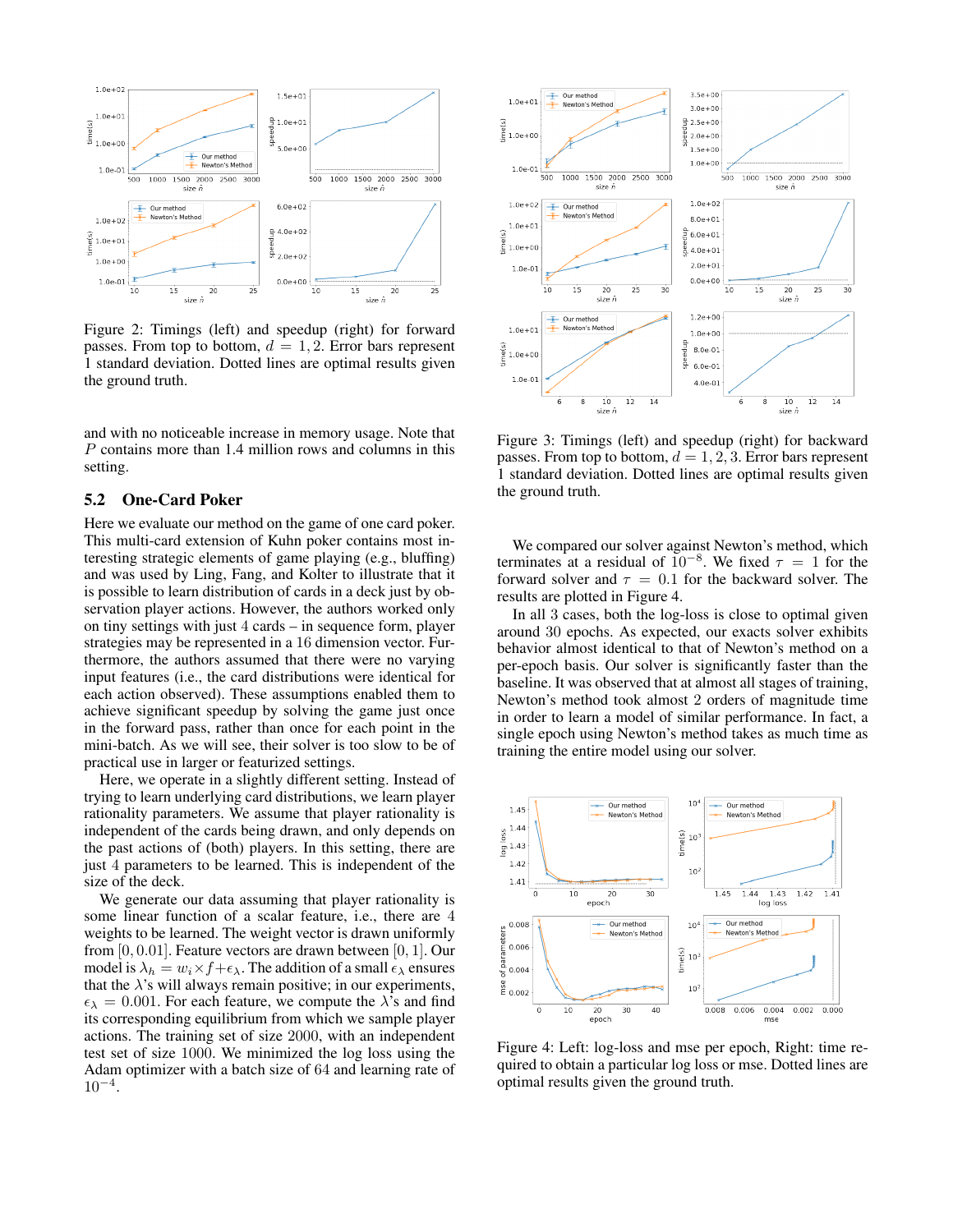Figure 2: Timings (left) and speedup (right) for forward passes. From top to bottom, $d = 1, 2$. Error bars represent 1 standard deviation. Dotted lines are optimal results given the ground truth.

and with no noticeable increase in memory usage. Note that $P$ contains more than 1.4 million rows and columns in this setting.

## 5.2 One-Card Poker

Here we evaluate our method on the game of one card poker. This multi-card extension of Kuhn poker contains most interesting strategic elements of game playing (e.g., bluffing) and was used by Ling, Fang, and Kolter to illustrate that it is possible to learn distribution of cards in a deck just by observation player actions. However, the authors worked only on tiny settings with just 4 cards – in sequence form, player strategies may be represented in a 16 dimension vector. Furthermore, the authors assumed that there were no varying input features (i.e., the card distributions were identical for each action observed). These assumptions enabled them to achieve significant speedup by solving the game just once in the forward pass, rather than once for each point in the mini-batch. As we will see, their solver is too slow to be of practical use in larger or featurized settings.

Here, we operate in a slightly different setting. Instead of trying to learn underlying card distributions, we learn player rationality parameters. We assume that player rationality is independent of the cards being drawn, and only depends on the past actions of (both) players. In this setting, there are just 4 parameters to be learned. This is independent of the size of the deck.

We generate our data assuming that player rationality is some linear function of a scalar feature, i.e., there are 4 weights to be learned. The weight vector is drawn uniformly from $[0, 0.01]$. Feature vectors are drawn between $[0, 1]$. Our model is $\lambda_h = w_i \times f + \epsilon_\lambda$. The addition of a small $\epsilon_\lambda$ ensures that the $\lambda$'s will always remain positive; in our experiments, $\epsilon_\lambda = 0.001$. For each feature, we compute the $\lambda$'s and find its corresponding equilibrium from which we sample player actions. The training set of size 2000, with an independent test set of size 1000. We minimized the log loss using the Adam optimizer with a batch size of 64 and learning rate of $10^{-4}$.

Figure 3: Timings (left) and speedup (right) for backward passes. From top to bottom, $d = 1, 2, 3$. Error bars represent 1 standard deviation. Dotted lines are optimal results given the ground truth.

We compared our solver against Newton's method, which terminates at a residual of $10^{-8}$. We fixed $\tau = 1$ for the forward solver and $\tau = 0.1$ for the backward solver. The results are plotted in Figure 4.

In all 3 cases, both the log-loss is close to optimal given around 30 epochs. As expected, our exacts solver exhibits behavior almost identical to that of Newton's method on a per-epoch basis. Our solver is significantly faster than the baseline. It was observed that at almost all stages of training, Newton's method took almost 2 orders of magnitude time in order to learn a model of similar performance. In fact, a single epoch using Newton's method takes as much time as training the entire model using our solver.

Figure 4: Left: log-loss and mse per epoch, Right: time required to obtain a particular log loss or mse. Dotted lines are optimal results given the ground truth.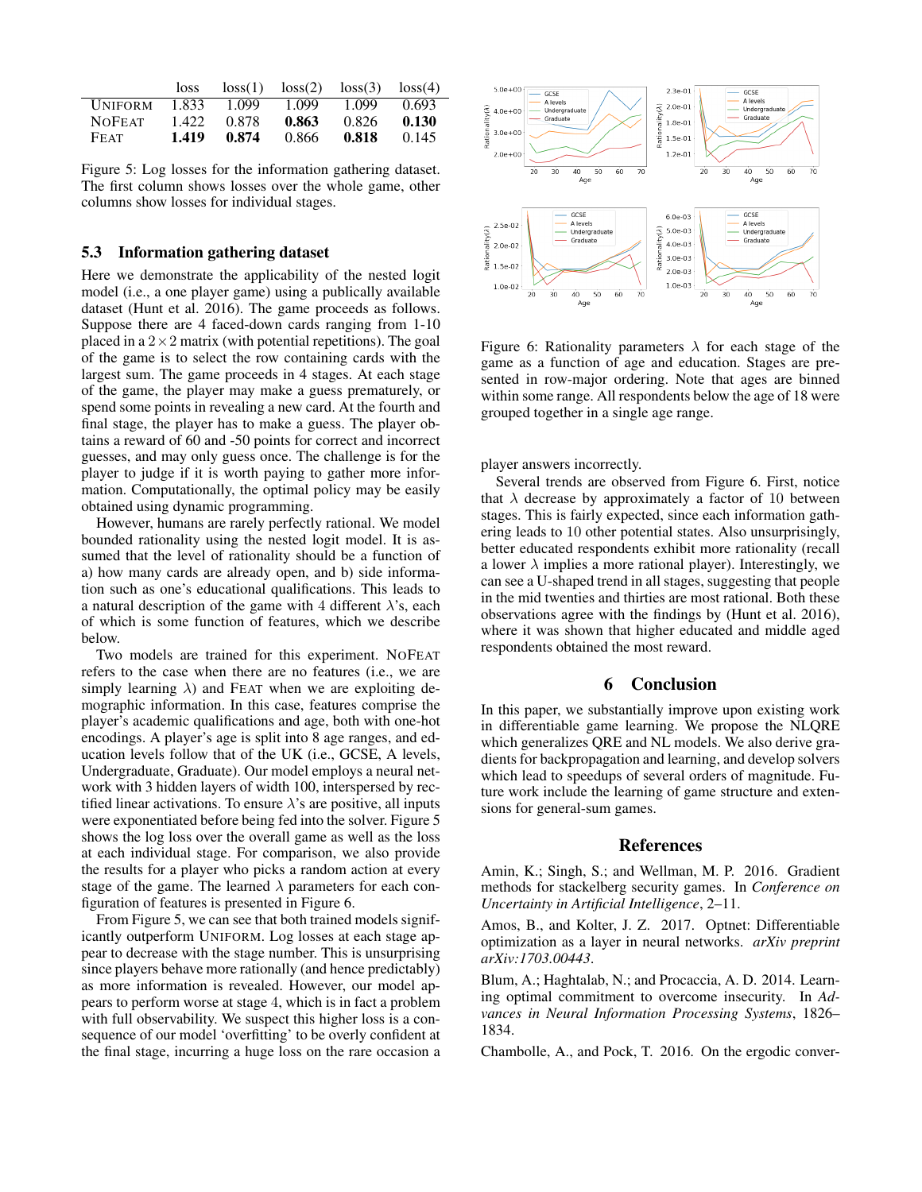|  | loss | loss(1) | loss(2) | loss(3) | loss(4) |
|---|---|---|---|---|---|
| UNIFORM | 1.833 | 1.099 | 1.099 | 1.099 | 0.693 |
| NOFEAT | 1.422 | 0.878 | **0.863** | 0.826 | **0.130** |
| FEAT | **1.419** | **0.874** | 0.866 | **0.818** | 0.145 |

Figure 5: Log losses for the information gathering dataset. The first column shows losses over the whole game, other columns show losses for individual stages.

### 5.3 Information gathering dataset

Here we demonstrate the applicability of the nested logit model (i.e., a one player game) using a publically available dataset (Hunt et al. 2016). The game proceeds as follows. Suppose there are 4 faced-down cards ranging from 1-10 placed in a $2 \times 2$ matrix (with potential repetitions). The goal of the game is to select the row containing cards with the largest sum. The game proceeds in 4 stages. At each stage of the game, the player may make a guess prematurely, or spend some points in revealing a new card. At the fourth and final stage, the player has to make a guess. The player obtains a reward of 60 and -50 points for correct and incorrect guesses, and may only guess once. The challenge is for the player to judge if it is worth paying to gather more information. Computationally, the optimal policy may be easily obtained using dynamic programming.

However, humans are rarely perfectly rational. We model bounded rationality using the nested logit model. It is assumed that the level of rationality should be a function of a) how many cards are already open, and b) side information such as one's educational qualifications. This leads to a natural description of the game with 4 different $\lambda$'s, each of which is some function of features, which we describe below.

Two models are trained for this experiment. NOFEAT refers to the case when there are no features (i.e., we are simply learning $\lambda$) and FEAT when we are exploiting demographic information. In this case, features comprise the player's academic qualifications and age, both with one-hot encodings. A player's age is split into 8 age ranges, and education levels follow that of the UK (i.e., GCSE, A levels, Undergraduate, Graduate). Our model employs a neural network with 3 hidden layers of width 100, interspersed by rectified linear activations. To ensure $\lambda$'s are positive, all inputs were exponentiated before being fed into the solver. Figure 5 shows the log loss over the overall game as well as the loss at each individual stage. For comparison, we also provide the results for a player who picks a random action at every stage of the game. The learned $\lambda$ parameters for each configuration of features is presented in Figure 6.

From Figure 5, we can see that both trained models significantly outperform UNIFORM. Log losses at each stage appear to decrease with the stage number. This is unsurprising since players behave more rationally (and hence predictably) as more information is revealed. However, our model appears to perform worse at stage 4, which is in fact a problem with full observability. We suspect this higher loss is a consequence of our model 'overfitting' to be overly confident at the final stage, incurring a huge loss on the rare occasion a player answers incorrectly.

Figure 6: Rationality parameters $\lambda$ for each stage of the game as a function of age and education. Stages are presented in row-major ordering. Note that ages are binned within some range. All respondents below the age of 18 were grouped together in a single age range.

Several trends are observed from Figure 6. First, notice that $\lambda$ decrease by approximately a factor of 10 between stages. This is fairly expected, since each information gathering leads to 10 other potential states. Also unsurprisingly, better educated respondents exhibit more rationality (recall a lower $\lambda$ implies a more rational player). Interestingly, we can see a U-shaped trend in all stages, suggesting that people in the mid twenties and thirties are most rational. Both these observations agree with the findings by (Hunt et al. 2016), where it was shown that higher educated and middle aged respondents obtained the most reward.

## 6 Conclusion

In this paper, we substantially improve upon existing work in differentiable game learning. We propose the NLQRE which generalizes QRE and NL models. We also derive gradients for backpropagation and learning, and develop solvers which lead to speedups of several orders of magnitude. Future work include the learning of game structure and extensions for general-sum games.

## References

Amin, K.; Singh, S.; and Wellman, M. P. 2016. Gradient methods for stackelberg security games. In *Conference on Uncertainty in Artificial Intelligence*, 2–11.

Amos, B., and Kolter, J. Z. 2017. Optnet: Differentiable optimization as a layer in neural networks. *arXiv preprint arXiv:1703.00443*.

Blum, A.; Haghtalab, N.; and Procaccia, A. D. 2014. Learning optimal commitment to overcome insecurity. In *Advances in Neural Information Processing Systems*, 1826–1834.

Chambolle, A., and Pock, T. 2016. On the ergodic conver-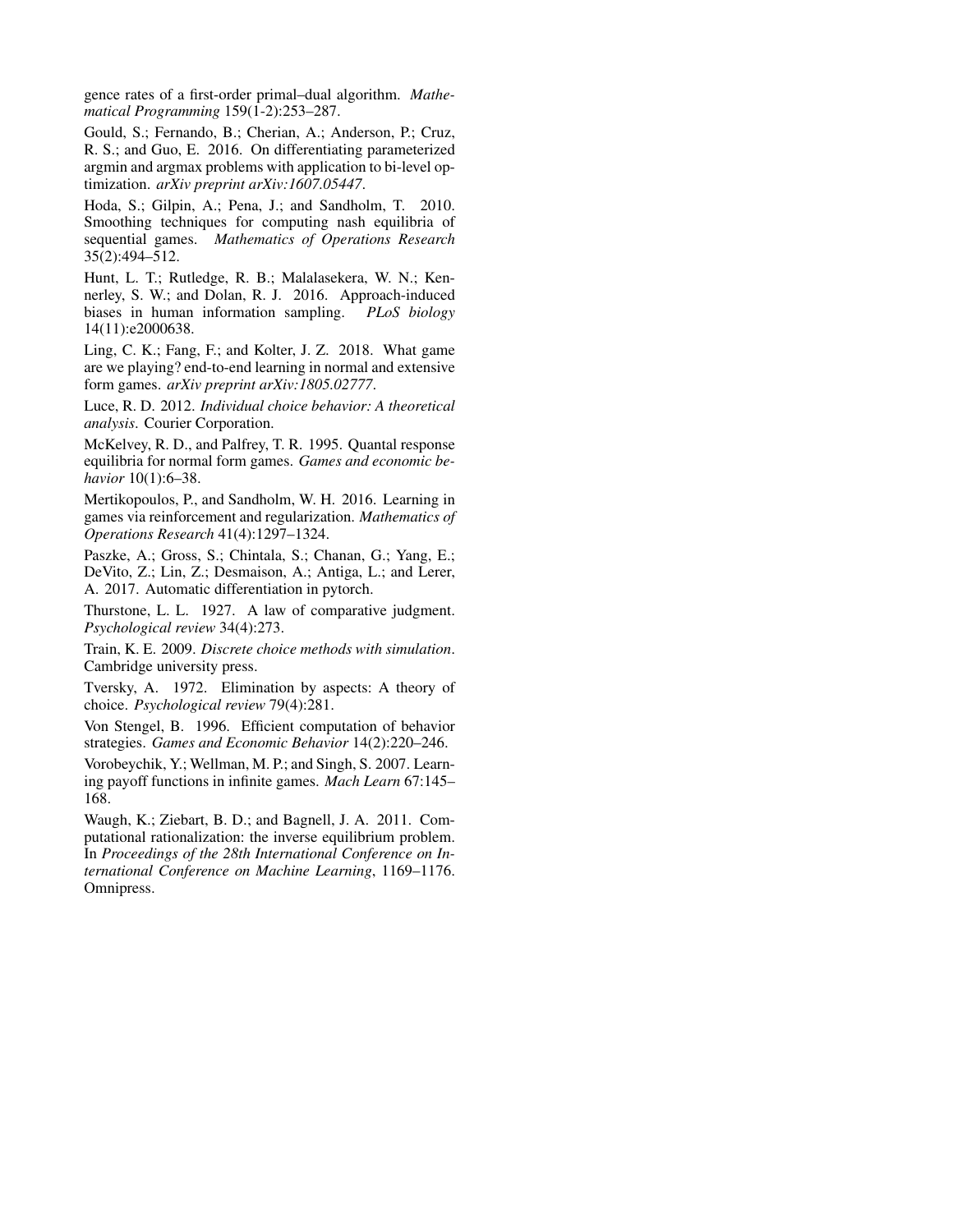gence rates of a first-order primal–dual algorithm. *Mathematical Programming* 159(1-2):253–287.

Gould, S.; Fernando, B.; Cherian, A.; Anderson, P.; Cruz, R. S.; and Guo, E. 2016. On differentiating parameterized argmin and argmax problems with application to bi-level optimization. *arXiv preprint arXiv:1607.05447*.

Hoda, S.; Gilpin, A.; Pena, J.; and Sandholm, T. 2010. Smoothing techniques for computing nash equilibria of sequential games. *Mathematics of Operations Research* 35(2):494–512.

Hunt, L. T.; Rutledge, R. B.; Malalasekera, W. N.; Kennerley, S. W.; and Dolan, R. J. 2016. Approach-induced biases in human information sampling. *PLoS biology* 14(11):e2000638.

Ling, C. K.; Fang, F.; and Kolter, J. Z. 2018. What game are we playing? end-to-end learning in normal and extensive form games. *arXiv preprint arXiv:1805.02777*.

Luce, R. D. 2012. *Individual choice behavior: A theoretical analysis*. Courier Corporation.

McKelvey, R. D., and Palfrey, T. R. 1995. Quantal response equilibria for normal form games. *Games and economic behavior* 10(1):6–38.

Mertikopoulos, P., and Sandholm, W. H. 2016. Learning in games via reinforcement and regularization. *Mathematics of Operations Research* 41(4):1297–1324.

Paszke, A.; Gross, S.; Chintala, S.; Chanan, G.; Yang, E.; DeVito, Z.; Lin, Z.; Desmaison, A.; Antiga, L.; and Lerer, A. 2017. Automatic differentiation in pytorch.

Thurstone, L. L. 1927. A law of comparative judgment. *Psychological review* 34(4):273.

Train, K. E. 2009. *Discrete choice methods with simulation*. Cambridge university press.

Tversky, A. 1972. Elimination by aspects: A theory of choice. *Psychological review* 79(4):281.

Von Stengel, B. 1996. Efficient computation of behavior strategies. *Games and Economic Behavior* 14(2):220–246.

Vorobeychik, Y.; Wellman, M. P.; and Singh, S. 2007. Learning payoff functions in infinite games. *Mach Learn* 67:145–168.

Waugh, K.; Ziebart, B. D.; and Bagnell, J. A. 2011. Computational rationalization: the inverse equilibrium problem. In *Proceedings of the 28th International Conference on International Conference on Machine Learning*, 1169–1176. Omnipress.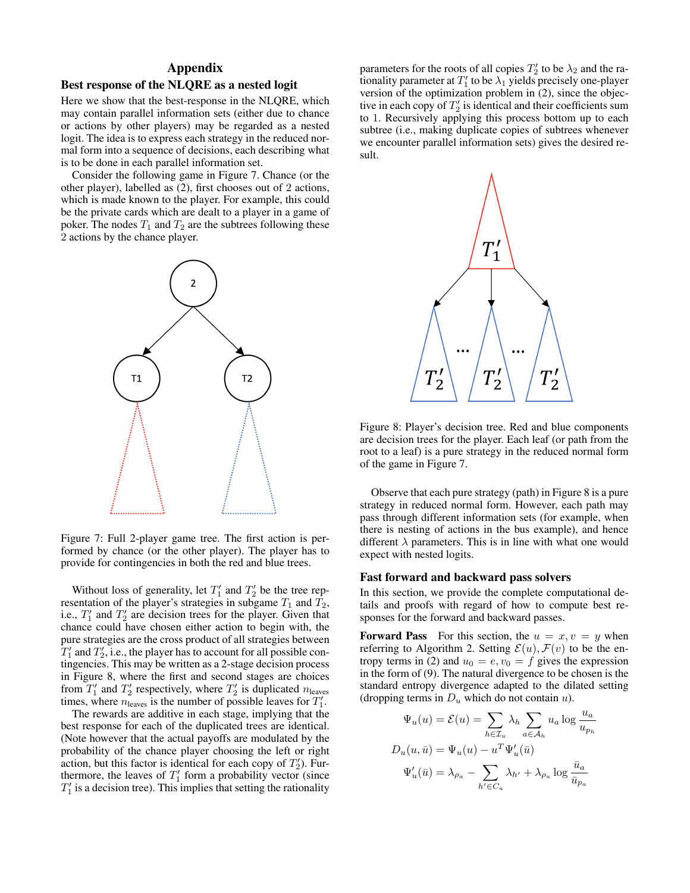## Appendix

### Best response of the NLQRE as a nested logit

Here we show that the best-response in the NLQRE, which may contain parallel information sets (either due to chance or actions by other players) may be regarded as a nested logit. The idea is to express each strategy in the reduced normal form into a sequence of decisions, each describing what is to be done in each parallel information set.

Consider the following game in Figure 7. Chance (or the other player), labelled as (2), first chooses out of 2 actions, which is made known to the player. For example, this could be the private cards which are dealt to a player in a game of poker. The nodes $T_1$ and $T_2$ are the subtrees following these 2 actions by the chance player.

Figure 7: Full 2-player game tree. The first action is performed by chance (or the other player). The player has to provide for contingencies in both the red and blue trees.

Without loss of generality, let $T_1'$ and $T_2'$ be the tree representation of the player's strategies in subgame $T_1$ and $T_2$, i.e., $T_1'$ and $T_2'$ are decision trees for the player. Given that chance could have chosen either action to begin with, the pure strategies are the cross product of all strategies between $T_1'$ and $T_2'$, i.e., the player has to account for all possible contingencies. This may be written as a 2-stage decision process in Figure 8, where the first and second stages are choices from $T_1'$ and $T_2'$ respectively, where $T_2'$ is duplicated $n_{\text{leaves}}$ times, where $n_{\text{leaves}}$ is the number of possible leaves for $T_1'$.

The rewards are additive in each stage, implying that the best response for each of the duplicated trees are identical. (Note however that the actual payoffs are modulated by the probability of the chance player choosing the left or right action, but this factor is identical for each copy of $T_2'$). Furthermore, the leaves of $T_1'$ form a probability vector (since $T_1'$ is a decision tree). This implies that setting the rationality parameters for the roots of all copies $T_2'$ to be $\lambda_2$ and the rationality parameter at $T_1'$ to be $\lambda_1$ yields precisely one-player version of the optimization problem in (2), since the objective in each copy of $T_2'$ is identical and their coefficients sum to 1. Recursively applying this process bottom up to each subtree (i.e., making duplicate copies of subtrees whenever we encounter parallel information sets) gives the desired result.

Figure 8: Player's decision tree. Red and blue components are decision trees for the player. Each leaf (or path from the root to a leaf) is a pure strategy in the reduced normal form of the game in Figure 7.

Observe that each pure strategy (path) in Figure 8 is a pure strategy in reduced normal form. However, each path may pass through different information sets (for example, when there is nesting of actions in the bus example), and hence different $\lambda$ parameters. This is in line with what one would expect with nested logits.

### Fast forward and backward pass solvers

In this section, we provide the complete computational details and proofs with regard of how to compute best responses for the forward and backward passes.

**Forward Pass** For this section, the $u = x, v = y$ when referring to Algorithm 2. Setting $\mathcal{E}(u), \mathcal{F}(v)$ to be the entropy terms in (2) and $u_0 = e, v_0 = f$ gives the expression in the form of (9). The natural divergence to be chosen is the standard entropy divergence adapted to the dilated setting (dropping terms in $D_u$ which do not contain $u$).

$$\Psi_u(u) = \mathcal{E}(u) = \sum_{h \in \mathcal{I}_u} \lambda_h \sum_{a \in \mathcal{A}_h} u_a \log \frac{u_a}{u_{p_h}}$$

$$D_u(u, \bar{u}) = \Psi_u(u) - u^T \Psi_u'(\bar{u})$$

$$\Psi_u'(\bar{u}) = \lambda_{\rho_a} - \sum_{h' \in C_a} \lambda_{h'} + \lambda_{\rho_a} \log \frac{\bar{u}_a}{\bar{u}_{p_a}}$$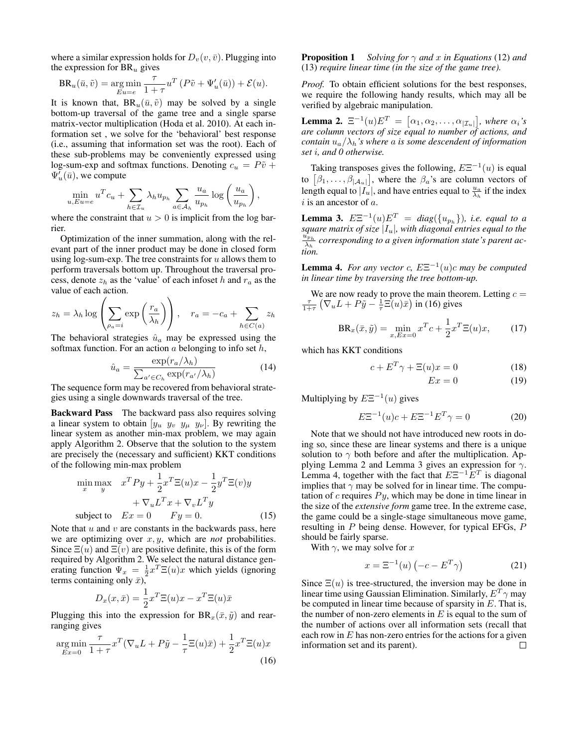where a similar expression holds for $D_v(v, \bar{v})$. Plugging into the expression for $\text{BR}_u$ gives

$$\text{BR}_u(\bar{u}, \tilde{v}) = \underset{Eu=e}{\arg\min} \frac{\tau}{1+\tau} u^T \left(P\tilde{v} + \Psi'_u(\bar{u})\right) + \mathcal{E}(u).$$

It is known that, $\text{BR}_u(\bar{u}, \tilde{v})$ may be solved by a single bottom-up traversal of the game tree and a single sparse matrix-vector multiplication (Hoda et al. 2010). At each information set , we solve for the 'behavioral' best response (i.e., assuming that information set was the root). Each of these sub-problems may be conveniently expressed using log-sum-exp and softmax functions. Denoting $c_u = P\tilde{v} + \Psi'_u(\bar{u})$, we compute

$$\min_{u, Eu=e} u^T c_u + \sum_{h \in \mathcal{I}_u} \lambda_h u_{p_h} \sum_{a \in \mathcal{A}_h} \frac{u_a}{u_{p_h}} \log\left(\frac{u_a}{u_{p_h}}\right),$$

where the constraint that $u > 0$ is implicit from the log barrier.

Optimization of the inner summation, along with the relevant part of the inner product may be done in closed form using log-sum-exp. The tree constraints for $u$ allows them to perform traversals bottom up. Throughout the traversal process, denote $z_h$ as the 'value' of each infoset $h$ and $r_a$ as the value of each action.

$$z_h = \lambda_h \log\left(\sum_{\rho_a = i} \exp\left(\frac{r_a}{\lambda_h}\right)\right), \quad r_a = -c_a + \sum_{h \in C(a)} z_h$$

The behavioral strategies $\hat{u}_a$ may be expressed using the softmax function. For an action $a$ belonging to info set $h$,

$$\hat{u}_a = \frac{\exp(r_a/\lambda_h)}{\sum_{a' \in C_h} \exp(r_{a'}/\lambda_h)} \tag{14}$$

The sequence form may be recovered from behavioral strategies using a single downwards traversal of the tree.

**Backward Pass** The backward pass also requires solving a linear system to obtain $[y_u \ y_v \ y_\mu \ y_\nu]$. By rewriting the linear system as another min-max problem, we may again apply Algorithm 2. Observe that the solution to the system are precisely the (necessary and sufficient) KKT conditions of the following min-max problem

$$\begin{aligned} \min_x \max_y \quad & x^T P y + \frac{1}{2} x^T \Xi(u) x - \frac{1}{2} y^T \Xi(v) y \\ & + \nabla_u L^T x + \nabla_v L^T y \\ \text{subject to} \quad & Ex = 0 \qquad Fy = 0. \end{aligned} \tag{15}$$

Note that $u$ and $v$ are constants in the backwards pass, here we are optimizing over $x, y$, which are *not* probabilities. Since $\Xi(u)$ and $\Xi(v)$ are positive definite, this is of the form required by Algorithm 2. We select the natural distance generating function $\Psi_x = \frac{1}{2} x^T \Xi(u) x$ which yields (ignoring terms containing only $\bar{x}$),

$$D_x(x, \bar{x}) = \frac{1}{2} x^T \Xi(u) x - x^T \Xi(u) \bar{x}$$

Plugging this into the expression for $\text{BR}_x(\bar{x}, \tilde{y})$ and rearranging gives

$$\underset{Ex=0}{\arg\min} \frac{\tau}{1+\tau} x^T \left(\nabla_u L + P\tilde{y} - \frac{1}{\tau} \Xi(u) \bar{x}\right) + \frac{1}{2} x^T \Xi(u) x \tag{16}$$

**Proposition 1** *Solving for $\gamma$ and $x$ in Equations* (12) *and* (13) *require linear time (in the size of the game tree).*

*Proof.* To obtain efficient solutions for the best responses, we require the following handy results, which may all be verified by algebraic manipulation.

**Lemma 2.** $\Xi^{-1}(u) E^T = \left[\alpha_1, \alpha_2, \ldots, \alpha_{|\mathcal{I}_u|}\right]$*, where $\alpha_i$'s are column vectors of size equal to number of actions, and contain $u_a/\lambda_h$'s where $a$ is some descendent of information set $i$, and 0 otherwise.*

Taking transposes gives the following, $E\Xi^{-1}(u)$ is equal to $\left[\beta_1, \ldots, \beta_{|\mathcal{A}_u|}\right]$, where the $\beta_a$'s are column vectors of length equal to $|I_u|$, and have entries equal to $\frac{u_a}{\lambda_h}$ if the index $i$ is an ancestor of $a$.

**Lemma 3.** $E\Xi^{-1}(u) E^T = \text{diag}(\{u_{p_h}\})$*, i.e. equal to a square matrix of size $|I_u|$, with diagonal entries equal to the $\frac{u_{p_h}}{\lambda_h}$ corresponding to a given information state's parent action.*

**Lemma 4.** *For any vector $c$, $E\Xi^{-1}(u)c$ may be computed in linear time by traversing the tree bottom-up.*

We are now ready to prove the main theorem. Letting $c = \frac{\tau}{1+\tau}\left(\nabla_u L + P\tilde{y} - \frac{1}{\tau}\Xi(u)\bar{x}\right)$ in (16) gives

$$\text{BR}_x(\bar{x}, \tilde{y}) = \min_{x, Ex=0} x^T c + \frac{1}{2} x^T \Xi(u) x, \tag{17}$$

which has KKT conditions

$$c + E^T \gamma + \Xi(u) x = 0 \tag{18}$$

$$Ex = 0 \tag{19}$$

Multiplying by $E\Xi^{-1}(u)$ gives

$$E\Xi^{-1}(u)c + E\Xi^{-1}E^T\gamma = 0 \tag{20}$$

Note that we should not have introduced new roots in doing so, since these are linear systems and there is a unique solution to $\gamma$ both before and after the multiplication. Applying Lemma 2 and Lemma 3 gives an expression for $\gamma$. Lemma 4, together with the fact that $E\Xi^{-1}E^T$ is diagonal implies that $\gamma$ may be solved for in linear time. The computation of $c$ requires $Py$, which may be done in time linear in the size of the *extensive form* game tree. In the extreme case, the game could be a single-stage simultaneous move game, resulting in $P$ being dense. However, for typical EFGs, $P$ should be fairly sparse.

With $\gamma$, we may solve for $x$

$$x = \Xi^{-1}(u)\left(-c - E^T\gamma\right) \tag{21}$$

Since $\Xi(u)$ is tree-structured, the inversion may be done in linear time using Gaussian Elimination. Similarly, $E^T\gamma$ may be computed in linear time because of sparsity in $E$. That is, the number of non-zero elements in $E$ is equal to the sum of the number of actions over all information sets (recall that each row in $E$ has non-zero entries for the actions for a given information set and its parent). □